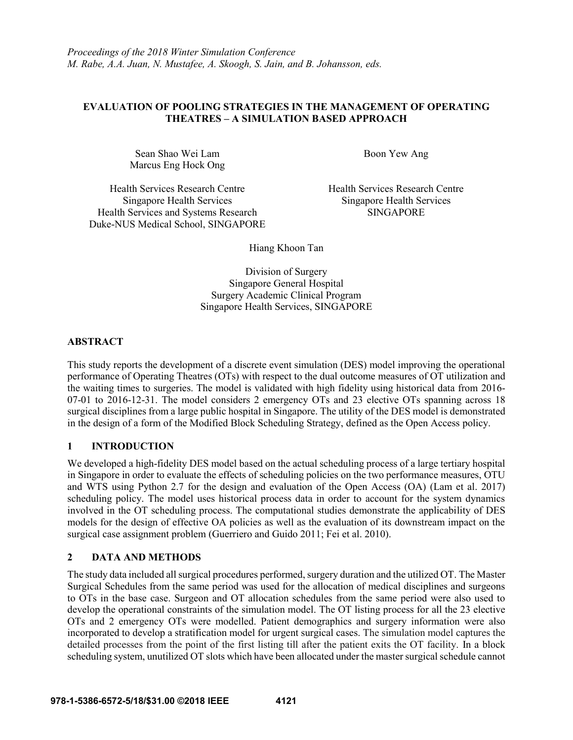*Proceedings of the 2018 Winter Simulation Conference*
*M. Rabe, A.A. Juan, N. Mustafee, A. Skoogh, S. Jain, and B. Johansson, eds.*

# EVALUATION OF POOLING STRATEGIES IN THE MANAGEMENT OF OPERATING THEATRES – A SIMULATION BASED APPROACH

Sean Shao Wei Lam
Marcus Eng Hock Ong

Health Services Research Centre
Singapore Health Services
Health Services and Systems Research
Duke-NUS Medical School, SINGAPORE

Boon Yew Ang

Health Services Research Centre
Singapore Health Services
SINGAPORE

Hiang Khoon Tan

Division of Surgery
Singapore General Hospital
Surgery Academic Clinical Program
Singapore Health Services, SINGAPORE

## ABSTRACT

This study reports the development of a discrete event simulation (DES) model improving the operational performance of Operating Theatres (OTs) with respect to the dual outcome measures of OT utilization and the waiting times to surgeries. The model is validated with high fidelity using historical data from 2016-07-01 to 2016-12-31. The model considers 2 emergency OTs and 23 elective OTs spanning across 18 surgical disciplines from a large public hospital in Singapore. The utility of the DES model is demonstrated in the design of a form of the Modified Block Scheduling Strategy, defined as the Open Access policy.

## 1 INTRODUCTION

We developed a high-fidelity DES model based on the actual scheduling process of a large tertiary hospital in Singapore in order to evaluate the effects of scheduling policies on the two performance measures, OTU and WTS using Python 2.7 for the design and evaluation of the Open Access (OA) (Lam et al. 2017) scheduling policy. The model uses historical process data in order to account for the system dynamics involved in the OT scheduling process. The computational studies demonstrate the applicability of DES models for the design of effective OA policies as well as the evaluation of its downstream impact on the surgical case assignment problem (Guerriero and Guido 2011; Fei et al. 2010).

## 2 DATA AND METHODS

The study data included all surgical procedures performed, surgery duration and the utilized OT. The Master Surgical Schedules from the same period was used for the allocation of medical disciplines and surgeons to OTs in the base case. Surgeon and OT allocation schedules from the same period were also used to develop the operational constraints of the simulation model. The OT listing process for all the 23 elective OTs and 2 emergency OTs were modelled. Patient demographics and surgery information were also incorporated to develop a stratification model for urgent surgical cases. The simulation model captures the detailed processes from the point of the first listing till after the patient exits the OT facility. In a block scheduling system, unutilized OT slots which have been allocated under the master surgical schedule cannot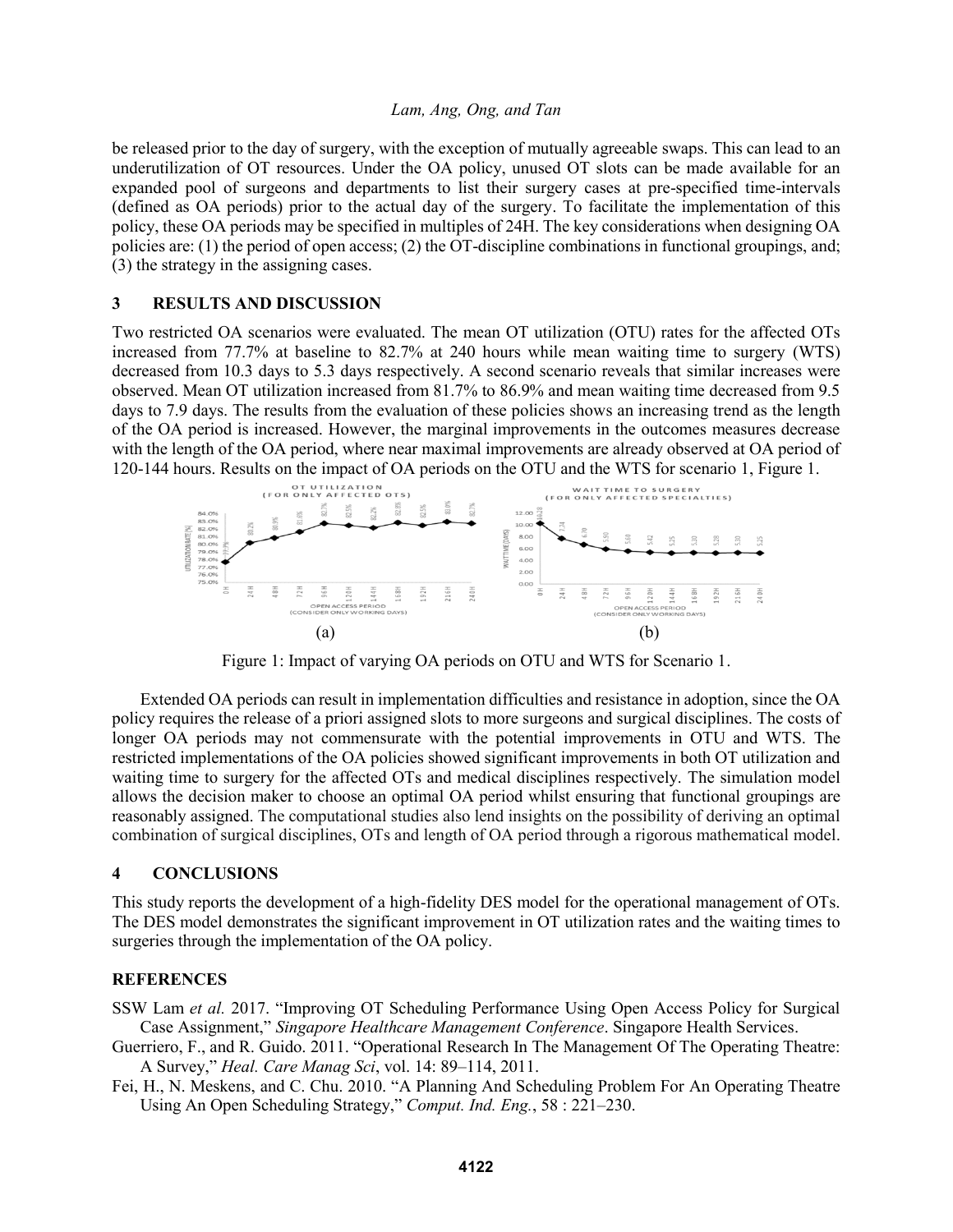be released prior to the day of surgery, with the exception of mutually agreeable swaps. This can lead to an underutilization of OT resources. Under the OA policy, unused OT slots can be made available for an expanded pool of surgeons and departments to list their surgery cases at pre-specified time-intervals (defined as OA periods) prior to the actual day of the surgery. To facilitate the implementation of this policy, these OA periods may be specified in multiples of 24H. The key considerations when designing OA policies are: (1) the period of open access; (2) the OT-discipline combinations in functional groupings, and; (3) the strategy in the assigning cases.

## 3 RESULTS AND DISCUSSION

Two restricted OA scenarios were evaluated. The mean OT utilization (OTU) rates for the affected OTs increased from 77.7% at baseline to 82.7% at 240 hours while mean waiting time to surgery (WTS) decreased from 10.3 days to 5.3 days respectively. A second scenario reveals that similar increases were observed. Mean OT utilization increased from 81.7% to 86.9% and mean waiting time decreased from 9.5 days to 7.9 days. The results from the evaluation of these policies shows an increasing trend as the length of the OA period is increased. However, the marginal improvements in the outcomes measures decrease with the length of the OA period, where near maximal improvements are already observed at OA period of 120-144 hours. Results on the impact of OA periods on the OTU and the WTS for scenario 1, Figure 1.

OT UTILIZATION
(FOR ONLY AFFECTED OTS)

UTILIZATION RATE [%]

77.7% 80.2% 80.9% 81.6% 82.7% 82.5% 82.2% 82.8% 82.5% 83.0% 82.7%

0H 24H 48H 72H 96H 120H 144H 168H 192H 216H 240H

OPEN ACCESS PERIOD
(CONSIDER ONLY WORKING DAYS)

(a)

WAIT TIME TO SURGERY
(FOR ONLY AFFECTED SPECIALTIES)

WAIT TIME [DAYS]

10.28 7.74 6.70 5.90 5.60 5.42 5.25 5.30 5.28 5.30 5.25

0H 24H 48H 72H 96H 120H 144H 168H 192H 216H 240H

OPEN ACCESS PERIOD
(CONSIDER ONLY WORKING DAYS)

(b)

Figure 1: Impact of varying OA periods on OTU and WTS for Scenario 1.

Extended OA periods can result in implementation difficulties and resistance in adoption, since the OA policy requires the release of a priori assigned slots to more surgeons and surgical disciplines. The costs of longer OA periods may not commensurate with the potential improvements in OTU and WTS. The restricted implementations of the OA policies showed significant improvements in both OT utilization and waiting time to surgery for the affected OTs and medical disciplines respectively. The simulation model allows the decision maker to choose an optimal OA period whilst ensuring that functional groupings are reasonably assigned. The computational studies also lend insights on the possibility of deriving an optimal combination of surgical disciplines, OTs and length of OA period through a rigorous mathematical model.

## 4 CONCLUSIONS

This study reports the development of a high-fidelity DES model for the operational management of OTs. The DES model demonstrates the significant improvement in OT utilization rates and the waiting times to surgeries through the implementation of the OA policy.

## REFERENCES

SSW Lam *et al.* 2017. "Improving OT Scheduling Performance Using Open Access Policy for Surgical Case Assignment," *Singapore Healthcare Management Conference*. Singapore Health Services.

Guerriero, F., and R. Guido. 2011. "Operational Research In The Management Of The Operating Theatre: A Survey," *Heal. Care Manag Sci*, vol. 14: 89–114, 2011.

Fei, H., N. Meskens, and C. Chu. 2010. "A Planning And Scheduling Problem For An Operating Theatre Using An Open Scheduling Strategy," *Comput. Ind. Eng.*, 58 : 221–230.